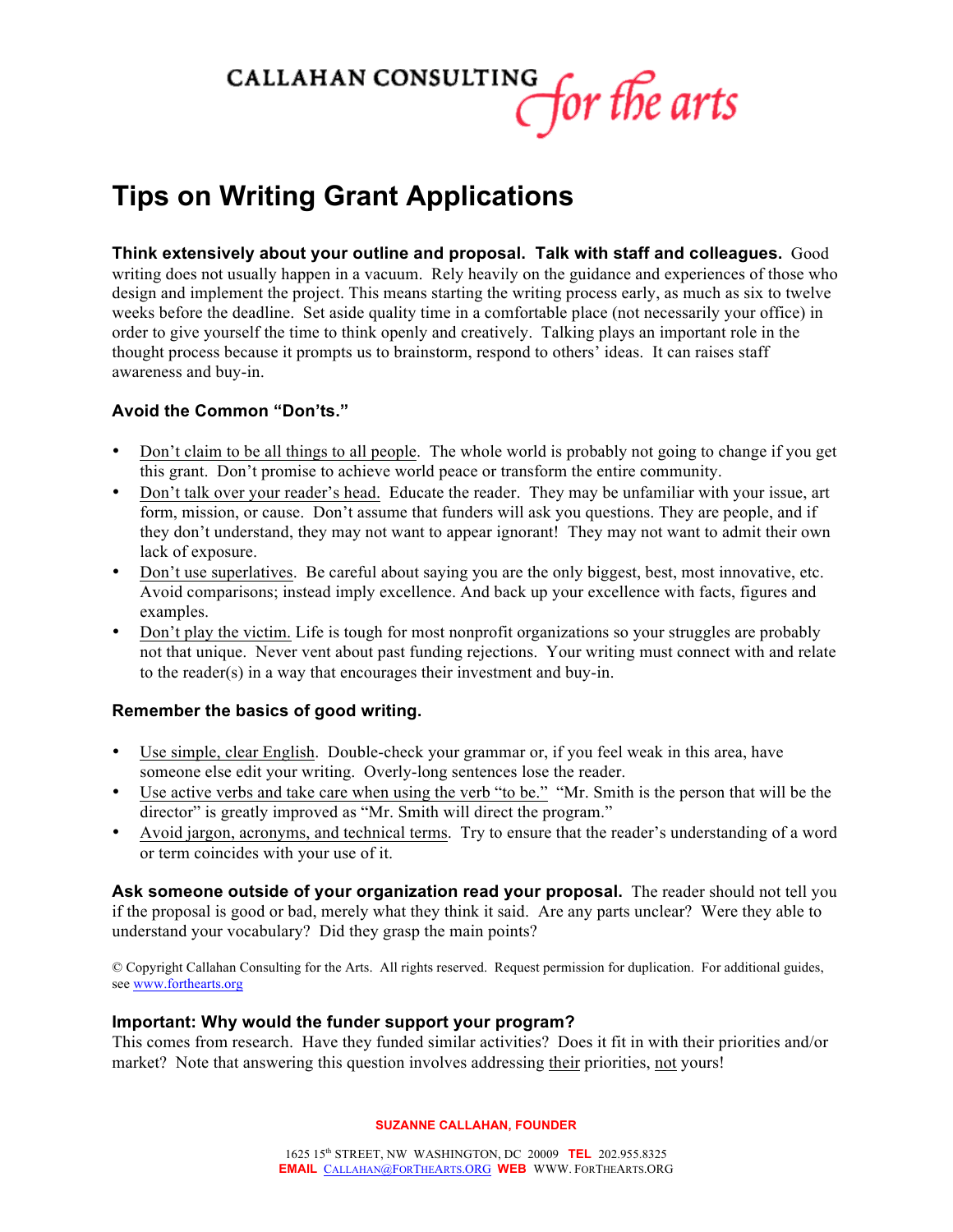CALLAHAN CONSULTING *for the arts*

# Tips on Writing Grant Applications

**Think extensively about your outline and proposal. Talk with staff and colleagues.** Good writing does not usually happen in a vacuum. Rely heavily on the guidance and experiences of those who design and implement the project. This means starting the writing process early, as much as six to twelve weeks before the deadline. Set aside quality time in a comfortable place (not necessarily your office) in order to give yourself the time to think openly and creatively. Talking plays an important role in the thought process because it prompts us to brainstorm, respond to others' ideas. It can raises staff awareness and buy-in.

### Avoid the Common "Don'ts."

- Don't claim to be all things to all people. The whole world is probably not going to change if you get this grant. Don't promise to achieve world peace or transform the entire community.
- Don't talk over your reader's head. Educate the reader. They may be unfamiliar with your issue, art form, mission, or cause. Don't assume that funders will ask you questions. They are people, and if they don't understand, they may not want to appear ignorant! They may not want to admit their own lack of exposure.
- Don't use superlatives. Be careful about saying you are the only biggest, best, most innovative, etc. Avoid comparisons; instead imply excellence. And back up your excellence with facts, figures and examples.
- Don't play the victim. Life is tough for most nonprofit organizations so your struggles are probably not that unique. Never vent about past funding rejections. Your writing must connect with and relate to the reader(s) in a way that encourages their investment and buy-in.

### Remember the basics of good writing.

- Use simple, clear English. Double-check your grammar or, if you feel weak in this area, have someone else edit your writing. Overly-long sentences lose the reader.
- Use active verbs and take care when using the verb "to be." "Mr. Smith is the person that will be the director" is greatly improved as "Mr. Smith will direct the program."
- Avoid jargon, acronyms, and technical terms. Try to ensure that the reader's understanding of a word or term coincides with your use of it.

**Ask someone outside of your organization read your proposal.** The reader should not tell you if the proposal is good or bad, merely what they think it said. Are any parts unclear? Were they able to understand your vocabulary? Did they grasp the main points?

© Copyright Callahan Consulting for the Arts. All rights reserved. Request permission for duplication. For additional guides, see www.forthearts.org

### Important: Why would the funder support your program?

This comes from research. Have they funded similar activities? Does it fit in with their priorities and/or market? Note that answering this question involves addressing their priorities, not yours!

SUZANNE CALLAHAN, FOUNDER

1625 15th STREET, NW WASHINGTON, DC 20009 **TEL** 202.955.8325
**EMAIL** CALLAHAN@FORTHEARTS.ORG **WEB** WWW.FORTHEARTS.ORG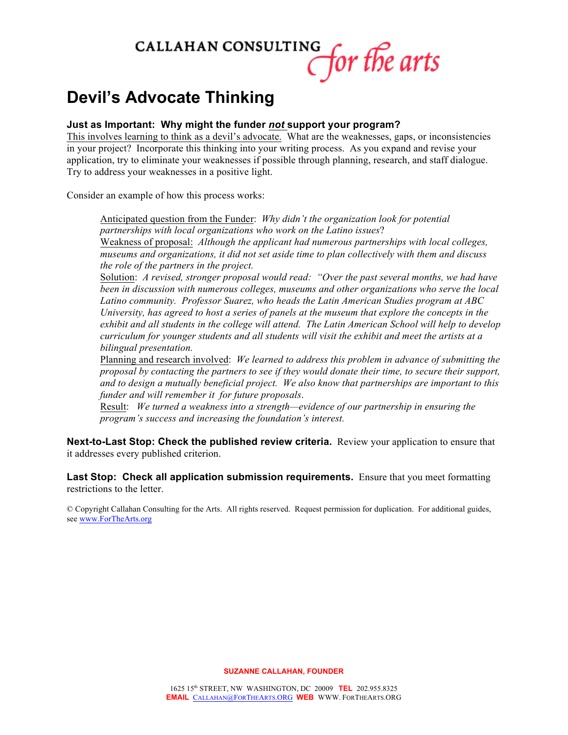CALLAHAN CONSULTING *for the arts*

# Devil's Advocate Thinking

**Just as Important: Why might the funder *not* support your program?**

This involves learning to think as a devil's advocate. What are the weaknesses, gaps, or inconsistencies in your project? Incorporate this thinking into your writing process. As you expand and revise your application, try to eliminate your weaknesses if possible through planning, research, and staff dialogue. Try to address your weaknesses in a positive light.

Consider an example of how this process works:

> Anticipated question from the Funder: *Why didn't the organization look for potential partnerships with local organizations who work on the Latino issues*?
>
> Weakness of proposal: *Although the applicant had numerous partnerships with local colleges, museums and organizations, it did not set aside time to plan collectively with them and discuss the role of the partners in the project.*
>
> Solution: *A revised, stronger proposal would read: "Over the past several months, we had have been in discussion with numerous colleges, museums and other organizations who serve the local Latino community. Professor Suarez, who heads the Latin American Studies program at ABC University, has agreed to host a series of panels at the museum that explore the concepts in the exhibit and all students in the college will attend. The Latin American School will help to develop curriculum for younger students and all students will visit the exhibit and meet the artists at a bilingual presentation.*
>
> Planning and research involved: *We learned to address this problem in advance of submitting the proposal by contacting the partners to see if they would donate their time, to secure their support, and to design a mutually beneficial project. We also know that partnerships are important to this funder and will remember it for future proposals*.
>
> Result: *We turned a weakness into a strength—evidence of our partnership in ensuring the program's success and increasing the foundation's interest.*

**Next-to-Last Stop: Check the published review criteria.** Review your application to ensure that it addresses every published criterion.

**Last Stop: Check all application submission requirements.** Ensure that you meet formatting restrictions to the letter.

© Copyright Callahan Consulting for the Arts. All rights reserved. Request permission for duplication. For additional guides, see www.ForTheArts.org

SUZANNE CALLAHAN, FOUNDER

1625 15th STREET, NW WASHINGTON, DC 20009 **TEL** 202.955.8325
**EMAIL** CALLAHAN@FORTHEARTS.ORG **WEB** WWW.FORTHEARTS.ORG